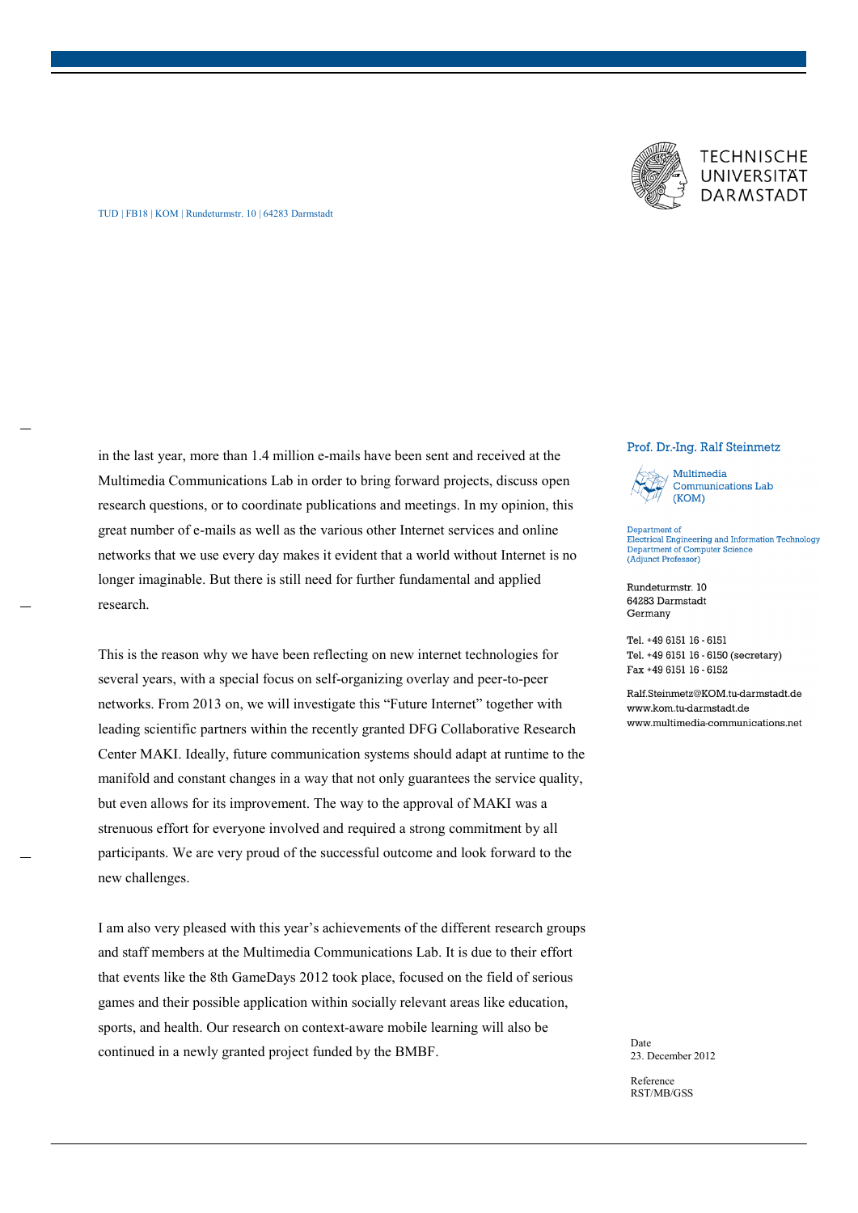TECHNISCHE UNIVERSITÄT DARMSTADT

TUD | FB18 | KOM | Rundeturmstr. 10 | 64283 Darmstadt

**Prof. Dr.-Ing. Ralf Steinmetz**

Multimedia Communications Lab (KOM)

Department of Electrical Engineering and Information Technology
Department of Computer Science
(Adjunct Professor)

Rundeturmstr. 10
64283 Darmstadt
Germany

Tel. +49 6151 16 - 6151
Tel. +49 6151 16 - 6150 (secretary)
Fax +49 6151 16 - 6152

Ralf.Steinmetz@KOM.tu-darmstadt.de
www.kom.tu-darmstadt.de
www.multimedia-communications.net

Date
23. December 2012

Reference
RST/MB/GSS

in the last year, more than 1.4 million e-mails have been sent and received at the Multimedia Communications Lab in order to bring forward projects, discuss open research questions, or to coordinate publications and meetings. In my opinion, this great number of e-mails as well as the various other Internet services and online networks that we use every day makes it evident that a world without Internet is no longer imaginable. But there is still need for further fundamental and applied research.

This is the reason why we have been reflecting on new internet technologies for several years, with a special focus on self-organizing overlay and peer-to-peer networks. From 2013 on, we will investigate this “Future Internet” together with leading scientific partners within the recently granted DFG Collaborative Research Center MAKI. Ideally, future communication systems should adapt at runtime to the manifold and constant changes in a way that not only guarantees the service quality, but even allows for its improvement. The way to the approval of MAKI was a strenuous effort for everyone involved and required a strong commitment by all participants. We are very proud of the successful outcome and look forward to the new challenges.

I am also very pleased with this year’s achievements of the different research groups and staff members at the Multimedia Communications Lab. It is due to their effort that events like the 8th GameDays 2012 took place, focused on the field of serious games and their possible application within socially relevant areas like education, sports, and health. Our research on context-aware mobile learning will also be continued in a newly granted project funded by the BMBF.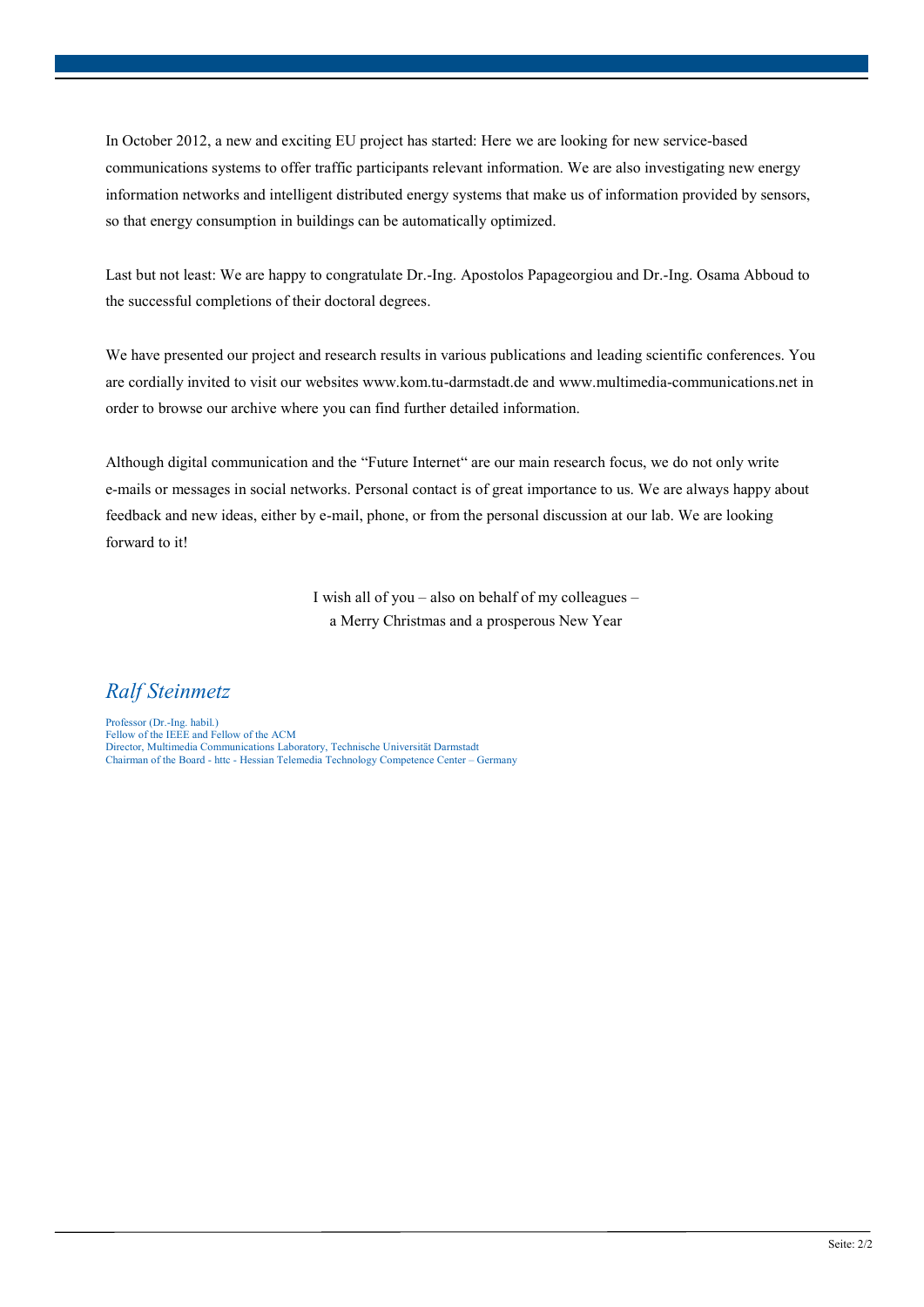In October 2012, a new and exciting EU project has started: Here we are looking for new service-based communications systems to offer traffic participants relevant information. We are also investigating new energy information networks and intelligent distributed energy systems that make us of information provided by sensors, so that energy consumption in buildings can be automatically optimized.

Last but not least: We are happy to congratulate Dr.-Ing. Apostolos Papageorgiou and Dr.-Ing. Osama Abboud to the successful completions of their doctoral degrees.

We have presented our project and research results in various publications and leading scientific conferences. You are cordially invited to visit our websites www.kom.tu-darmstadt.de and www.multimedia-communications.net in order to browse our archive where you can find further detailed information.

Although digital communication and the "Future Internet" are our main research focus, we do not only write e-mails or messages in social networks. Personal contact is of great importance to us. We are always happy about feedback and new ideas, either by e-mail, phone, or from the personal discussion at our lab. We are looking forward to it!

I wish all of you – also on behalf of my colleagues –
a Merry Christmas and a prosperous New Year

*Ralf Steinmetz*

Professor (Dr.-Ing. habil.)
Fellow of the IEEE and Fellow of the ACM
Director, Multimedia Communications Laboratory, Technische Universität Darmstadt
Chairman of the Board - httc - Hessian Telemedia Technology Competence Center – Germany